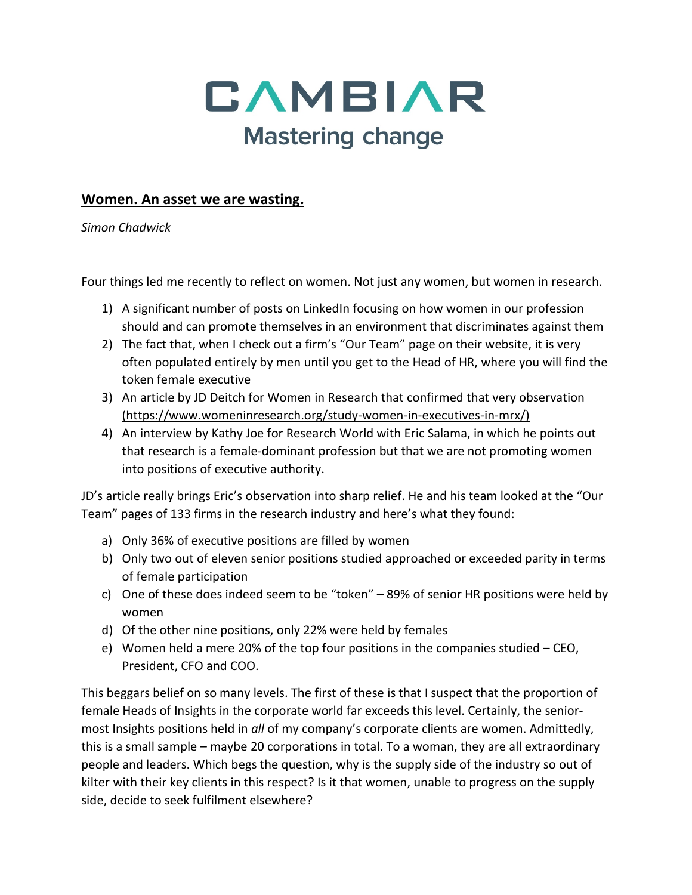# CAMBIAR

Mastering change

## Women. An asset we are wasting.

*Simon Chadwick*

Four things led me recently to reflect on women. Not just any women, but women in research.

1) A significant number of posts on LinkedIn focusing on how women in our profession should and can promote themselves in an environment that discriminates against them
2) The fact that, when I check out a firm's "Our Team" page on their website, it is very often populated entirely by men until you get to the Head of HR, where you will find the token female executive
3) An article by JD Deitch for Women in Research that confirmed that very observation (https://www.womeninresearch.org/study-women-in-executives-in-mrx/)
4) An interview by Kathy Joe for Research World with Eric Salama, in which he points out that research is a female-dominant profession but that we are not promoting women into positions of executive authority.

JD's article really brings Eric's observation into sharp relief. He and his team looked at the "Our Team" pages of 133 firms in the research industry and here's what they found:

a) Only 36% of executive positions are filled by women
b) Only two out of eleven senior positions studied approached or exceeded parity in terms of female participation
c) One of these does indeed seem to be "token" – 89% of senior HR positions were held by women
d) Of the other nine positions, only 22% were held by females
e) Women held a mere 20% of the top four positions in the companies studied – CEO, President, CFO and COO.

This beggars belief on so many levels. The first of these is that I suspect that the proportion of female Heads of Insights in the corporate world far exceeds this level. Certainly, the senior-most Insights positions held in *all* of my company's corporate clients are women. Admittedly, this is a small sample – maybe 20 corporations in total. To a woman, they are all extraordinary people and leaders. Which begs the question, why is the supply side of the industry so out of kilter with their key clients in this respect? Is it that women, unable to progress on the supply side, decide to seek fulfilment elsewhere?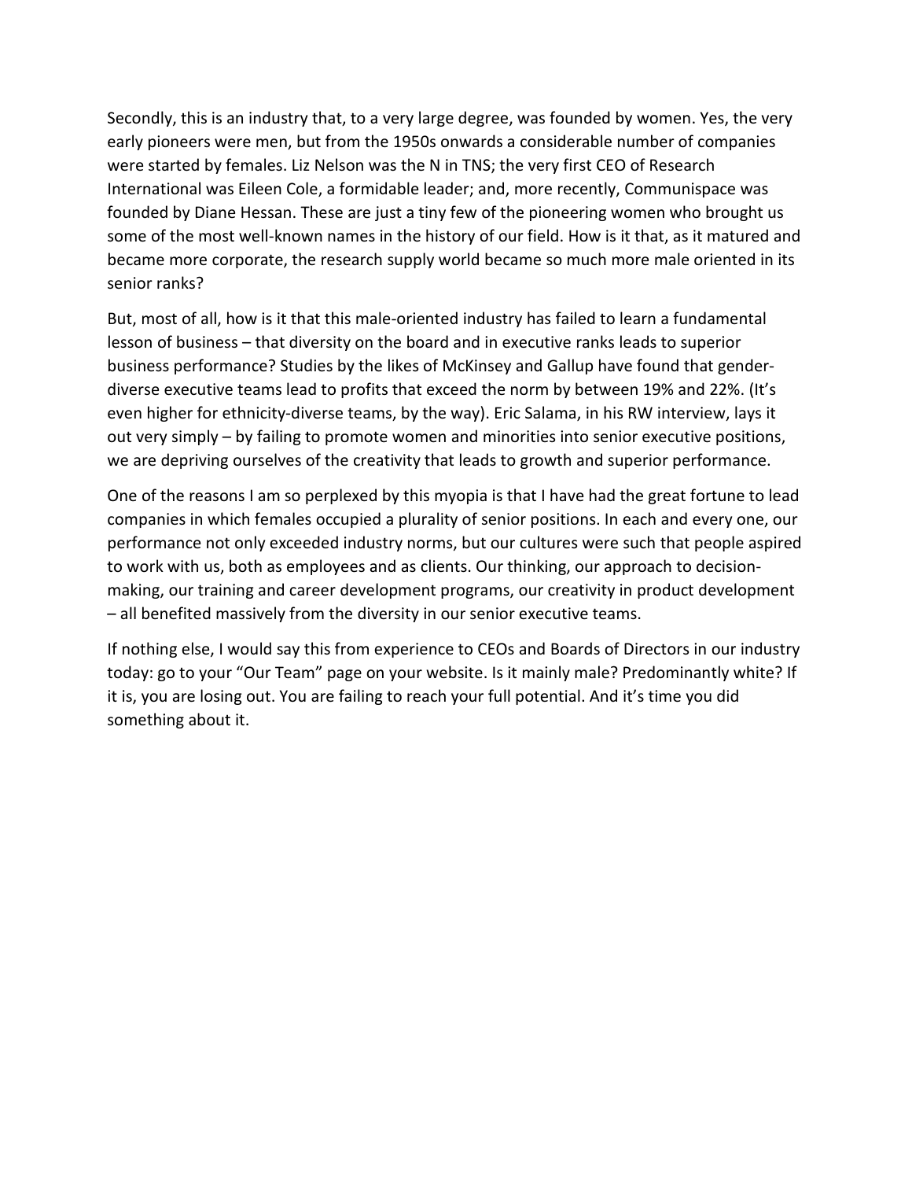Secondly, this is an industry that, to a very large degree, was founded by women. Yes, the very early pioneers were men, but from the 1950s onwards a considerable number of companies were started by females. Liz Nelson was the N in TNS; the very first CEO of Research International was Eileen Cole, a formidable leader; and, more recently, Communispace was founded by Diane Hessan. These are just a tiny few of the pioneering women who brought us some of the most well-known names in the history of our field. How is it that, as it matured and became more corporate, the research supply world became so much more male oriented in its senior ranks?

But, most of all, how is it that this male-oriented industry has failed to learn a fundamental lesson of business – that diversity on the board and in executive ranks leads to superior business performance? Studies by the likes of McKinsey and Gallup have found that gender-diverse executive teams lead to profits that exceed the norm by between 19% and 22%. (It's even higher for ethnicity-diverse teams, by the way). Eric Salama, in his RW interview, lays it out very simply – by failing to promote women and minorities into senior executive positions, we are depriving ourselves of the creativity that leads to growth and superior performance.

One of the reasons I am so perplexed by this myopia is that I have had the great fortune to lead companies in which females occupied a plurality of senior positions. In each and every one, our performance not only exceeded industry norms, but our cultures were such that people aspired to work with us, both as employees and as clients. Our thinking, our approach to decision-making, our training and career development programs, our creativity in product development – all benefited massively from the diversity in our senior executive teams.

If nothing else, I would say this from experience to CEOs and Boards of Directors in our industry today: go to your "Our Team" page on your website. Is it mainly male? Predominantly white? If it is, you are losing out. You are failing to reach your full potential. And it's time you did something about it.